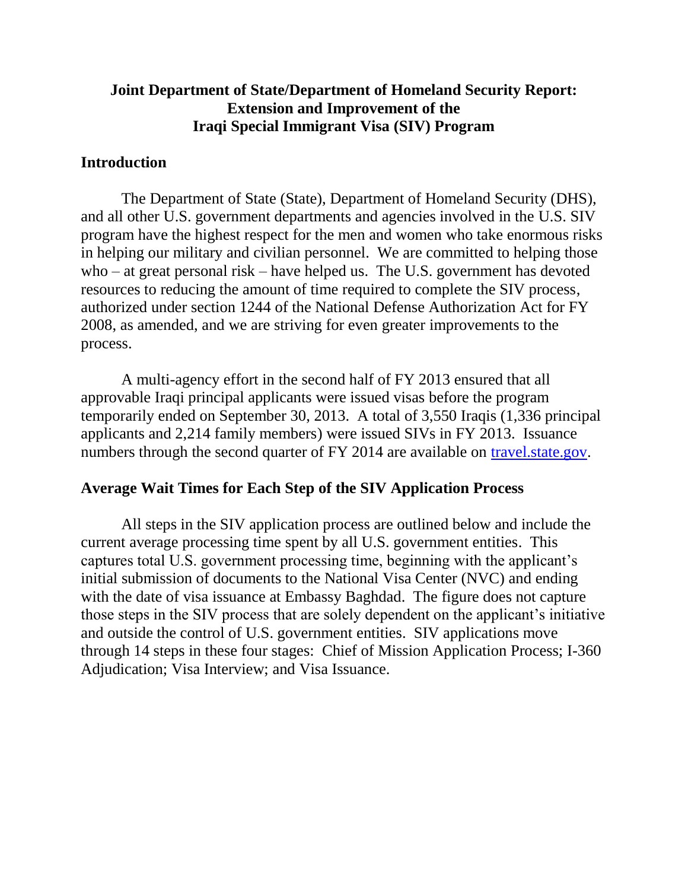# Joint Department of State/Department of Homeland Security Report: Extension and Improvement of the Iraqi Special Immigrant Visa (SIV) Program

## Introduction

The Department of State (State), Department of Homeland Security (DHS), and all other U.S. government departments and agencies involved in the U.S. SIV program have the highest respect for the men and women who take enormous risks in helping our military and civilian personnel. We are committed to helping those who – at great personal risk – have helped us. The U.S. government has devoted resources to reducing the amount of time required to complete the SIV process, authorized under section 1244 of the National Defense Authorization Act for FY 2008, as amended, and we are striving for even greater improvements to the process.

A multi-agency effort in the second half of FY 2013 ensured that all approvable Iraqi principal applicants were issued visas before the program temporarily ended on September 30, 2013. A total of 3,550 Iraqis (1,336 principal applicants and 2,214 family members) were issued SIVs in FY 2013. Issuance numbers through the second quarter of FY 2014 are available on [travel.state.gov](travel.state.gov).

## Average Wait Times for Each Step of the SIV Application Process

All steps in the SIV application process are outlined below and include the current average processing time spent by all U.S. government entities. This captures total U.S. government processing time, beginning with the applicant's initial submission of documents to the National Visa Center (NVC) and ending with the date of visa issuance at Embassy Baghdad. The figure does not capture those steps in the SIV process that are solely dependent on the applicant's initiative and outside the control of U.S. government entities. SIV applications move through 14 steps in these four stages: Chief of Mission Application Process; I-360 Adjudication; Visa Interview; and Visa Issuance.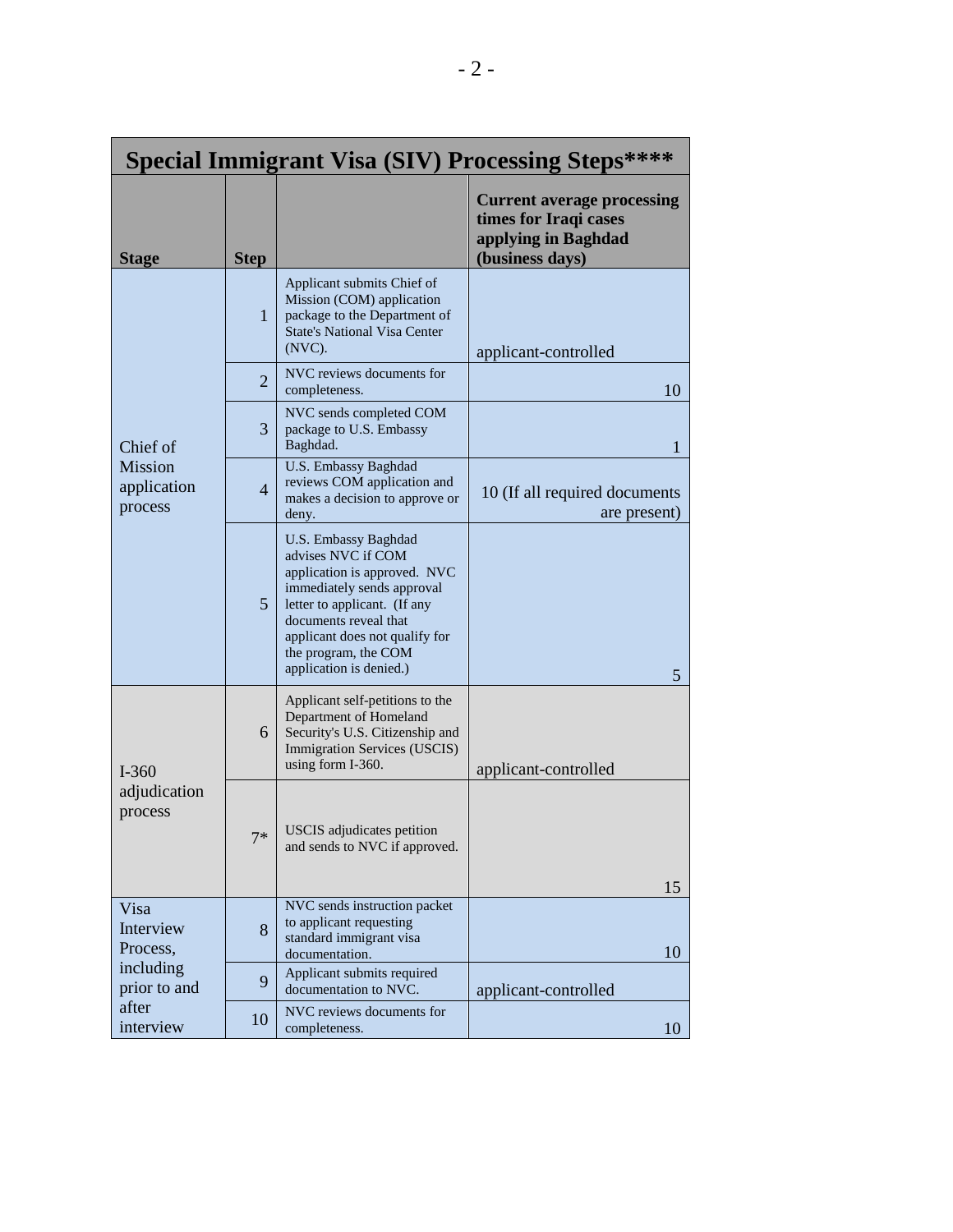| Special Immigrant Visa (SIV) Processing Steps**** | | | |
|---|---|---|---|
| **Stage** | **Step** | | **Current average processing times for Iraqi cases applying in Baghdad (business days)** |
| Chief of Mission application process | 1 | Applicant submits Chief of Mission (COM) application package to the Department of State's National Visa Center (NVC). | applicant-controlled |
| | 2 | NVC reviews documents for completeness. | 10 |
| | 3 | NVC sends completed COM package to U.S. Embassy Baghdad. | 1 |
| | 4 | U.S. Embassy Baghdad reviews COM application and makes a decision to approve or deny. | 10 (If all required documents are present) |
| | 5 | U.S. Embassy Baghdad advises NVC if COM application is approved. NVC immediately sends approval letter to applicant. (If any documents reveal that applicant does not qualify for the program, the COM application is denied.) | 5 |
| I-360 adjudication process | 6 | Applicant self-petitions to the Department of Homeland Security's U.S. Citizenship and Immigration Services (USCIS) using form I-360. | applicant-controlled |
| | 7* | USCIS adjudicates petition and sends to NVC if approved. | 15 |
| Visa Interview Process, including prior to and after interview | 8 | NVC sends instruction packet to applicant requesting standard immigrant visa documentation. | 10 |
| | 9 | Applicant submits required documentation to NVC. | applicant-controlled |
| | 10 | NVC reviews documents for completeness. | 10 |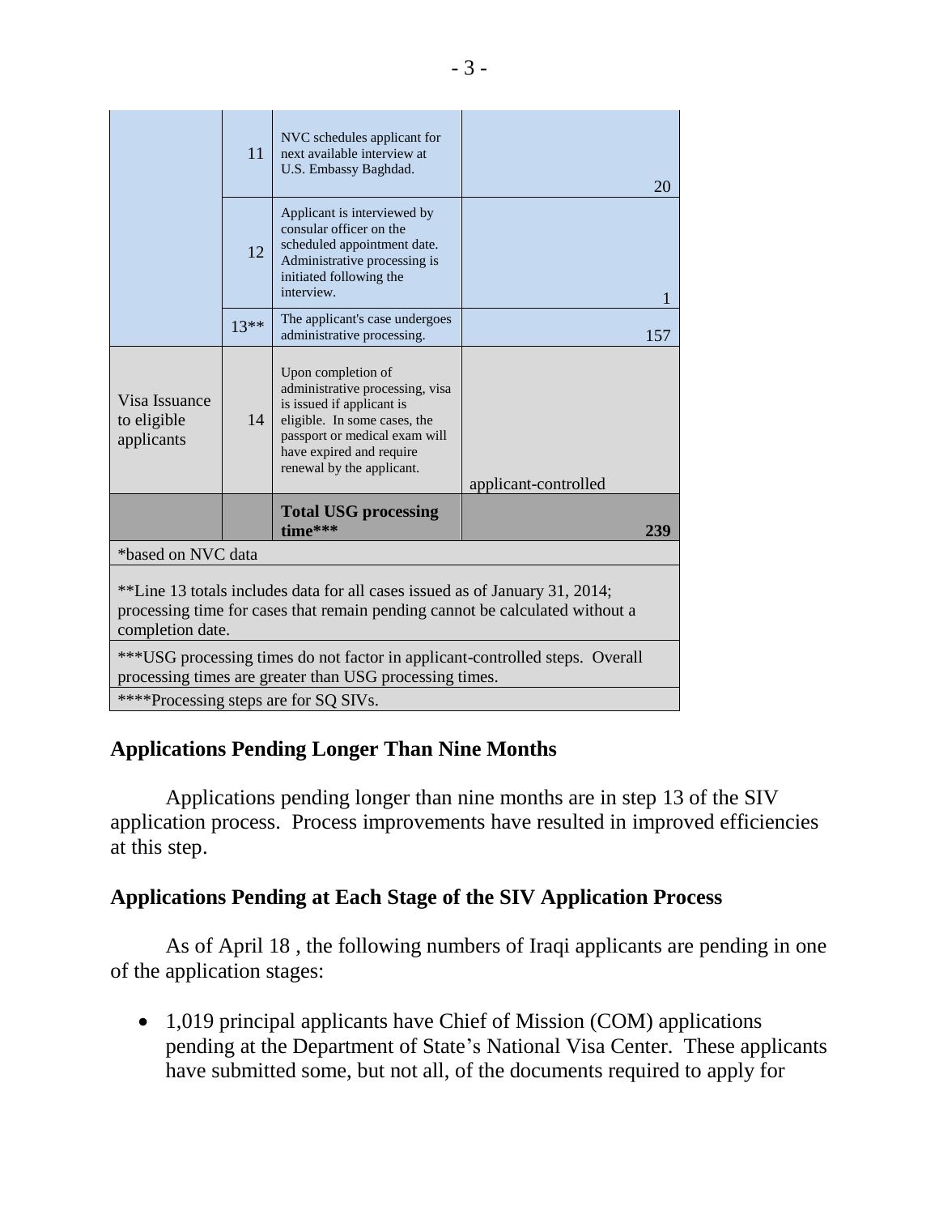| | | | |
|---|---|---|---|
| | 11 | NVC schedules applicant for next available interview at U.S. Embassy Baghdad. | 20 |
| | 12 | Applicant is interviewed by consular officer on the scheduled appointment date. Administrative processing is initiated following the interview. | 1 |
| | 13** | The applicant's case undergoes administrative processing. | 157 |
| Visa Issuance to eligible applicants | 14 | Upon completion of administrative processing, visa is issued if applicant is eligible. In some cases, the passport or medical exam will have expired and require renewal by the applicant. | applicant-controlled |
| | | **Total USG processing time*** ** | **239** |
| *based on NVC data | | | |
| **Line 13 totals includes data for all cases issued as of January 31, 2014; processing time for cases that remain pending cannot be calculated without a completion date. | | | |
| ***USG processing times do not factor in applicant-controlled steps. Overall processing times are greater than USG processing times. | | | |
| ****Processing steps are for SQ SIVs. | | | |

## Applications Pending Longer Than Nine Months

Applications pending longer than nine months are in step 13 of the SIV application process. Process improvements have resulted in improved efficiencies at this step.

## Applications Pending at Each Stage of the SIV Application Process

As of April 18 , the following numbers of Iraqi applicants are pending in one of the application stages:

- 1,019 principal applicants have Chief of Mission (COM) applications pending at the Department of State's National Visa Center. These applicants have submitted some, but not all, of the documents required to apply for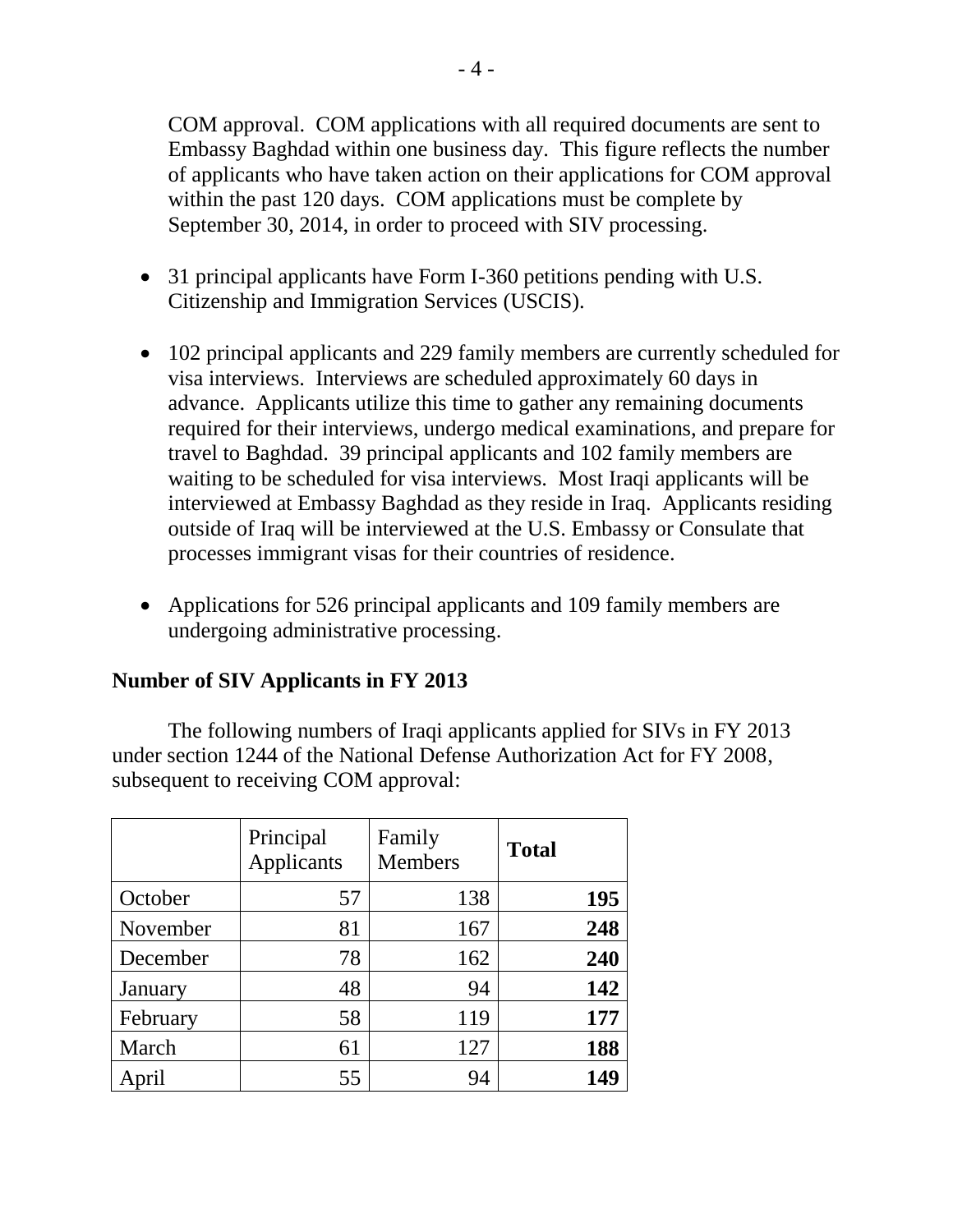COM approval. COM applications with all required documents are sent to Embassy Baghdad within one business day. This figure reflects the number of applicants who have taken action on their applications for COM approval within the past 120 days. COM applications must be complete by September 30, 2014, in order to proceed with SIV processing.

- 31 principal applicants have Form I-360 petitions pending with U.S. Citizenship and Immigration Services (USCIS).
- 102 principal applicants and 229 family members are currently scheduled for visa interviews. Interviews are scheduled approximately 60 days in advance. Applicants utilize this time to gather any remaining documents required for their interviews, undergo medical examinations, and prepare for travel to Baghdad. 39 principal applicants and 102 family members are waiting to be scheduled for visa interviews. Most Iraqi applicants will be interviewed at Embassy Baghdad as they reside in Iraq. Applicants residing outside of Iraq will be interviewed at the U.S. Embassy or Consulate that processes immigrant visas for their countries of residence.
- Applications for 526 principal applicants and 109 family members are undergoing administrative processing.

**Number of SIV Applicants in FY 2013**

The following numbers of Iraqi applicants applied for SIVs in FY 2013 under section 1244 of the National Defense Authorization Act for FY 2008, subsequent to receiving COM approval:

| | Principal Applicants | Family Members | **Total** |
|---|---|---|---|
| October | 57 | 138 | **195** |
| November | 81 | 167 | **248** |
| December | 78 | 162 | **240** |
| January | 48 | 94 | **142** |
| February | 58 | 119 | **177** |
| March | 61 | 127 | **188** |
| April | 55 | 94 | **149** |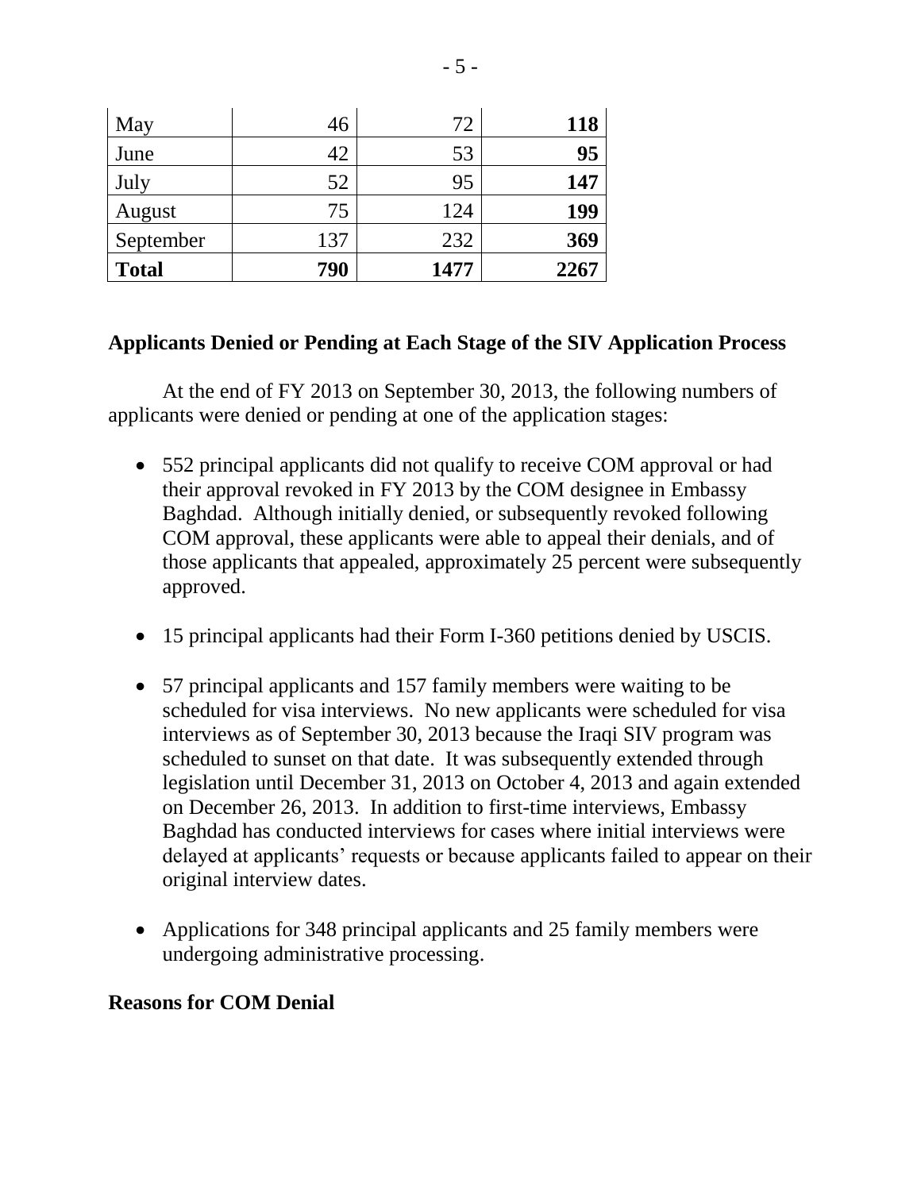| | | | |
|---|---|---|---|
| May | 46 | 72 | **118** |
| June | 42 | 53 | **95** |
| July | 52 | 95 | **147** |
| August | 75 | 124 | **199** |
| September | 137 | 232 | **369** |
| **Total** | **790** | **1477** | **2267** |

## Applicants Denied or Pending at Each Stage of the SIV Application Process

At the end of FY 2013 on September 30, 2013, the following numbers of applicants were denied or pending at one of the application stages:

- 552 principal applicants did not qualify to receive COM approval or had their approval revoked in FY 2013 by the COM designee in Embassy Baghdad. Although initially denied, or subsequently revoked following COM approval, these applicants were able to appeal their denials, and of those applicants that appealed, approximately 25 percent were subsequently approved.

- 15 principal applicants had their Form I-360 petitions denied by USCIS.

- 57 principal applicants and 157 family members were waiting to be scheduled for visa interviews. No new applicants were scheduled for visa interviews as of September 30, 2013 because the Iraqi SIV program was scheduled to sunset on that date. It was subsequently extended through legislation until December 31, 2013 on October 4, 2013 and again extended on December 26, 2013. In addition to first-time interviews, Embassy Baghdad has conducted interviews for cases where initial interviews were delayed at applicants' requests or because applicants failed to appear on their original interview dates.

- Applications for 348 principal applicants and 25 family members were undergoing administrative processing.

## Reasons for COM Denial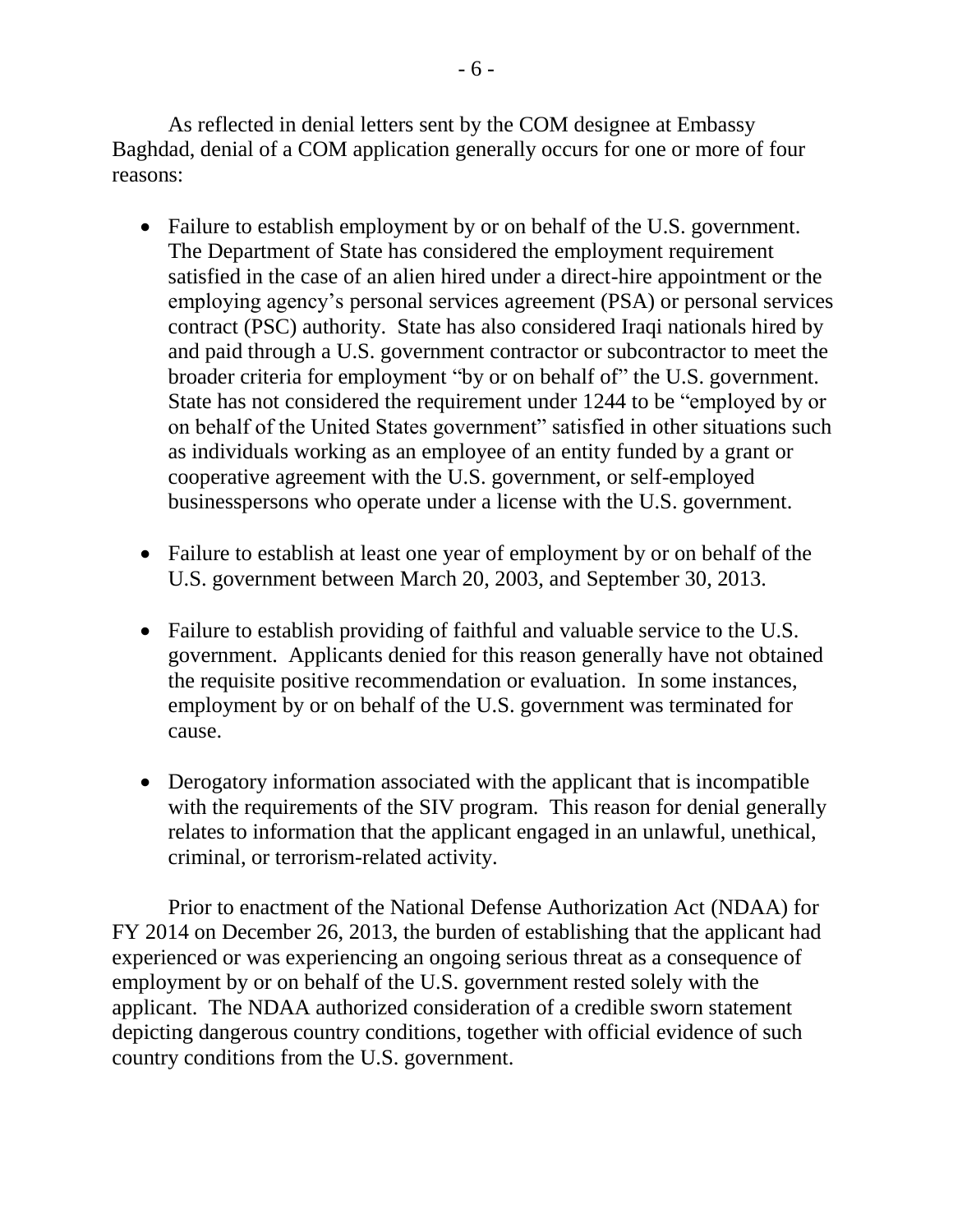As reflected in denial letters sent by the COM designee at Embassy Baghdad, denial of a COM application generally occurs for one or more of four reasons:

- Failure to establish employment by or on behalf of the U.S. government. The Department of State has considered the employment requirement satisfied in the case of an alien hired under a direct-hire appointment or the employing agency's personal services agreement (PSA) or personal services contract (PSC) authority. State has also considered Iraqi nationals hired by and paid through a U.S. government contractor or subcontractor to meet the broader criteria for employment "by or on behalf of" the U.S. government. State has not considered the requirement under 1244 to be "employed by or on behalf of the United States government" satisfied in other situations such as individuals working as an employee of an entity funded by a grant or cooperative agreement with the U.S. government, or self-employed businesspersons who operate under a license with the U.S. government.

- Failure to establish at least one year of employment by or on behalf of the U.S. government between March 20, 2003, and September 30, 2013.

- Failure to establish providing of faithful and valuable service to the U.S. government. Applicants denied for this reason generally have not obtained the requisite positive recommendation or evaluation. In some instances, employment by or on behalf of the U.S. government was terminated for cause.

- Derogatory information associated with the applicant that is incompatible with the requirements of the SIV program. This reason for denial generally relates to information that the applicant engaged in an unlawful, unethical, criminal, or terrorism-related activity.

Prior to enactment of the National Defense Authorization Act (NDAA) for FY 2014 on December 26, 2013, the burden of establishing that the applicant had experienced or was experiencing an ongoing serious threat as a consequence of employment by or on behalf of the U.S. government rested solely with the applicant. The NDAA authorized consideration of a credible sworn statement depicting dangerous country conditions, together with official evidence of such country conditions from the U.S. government.